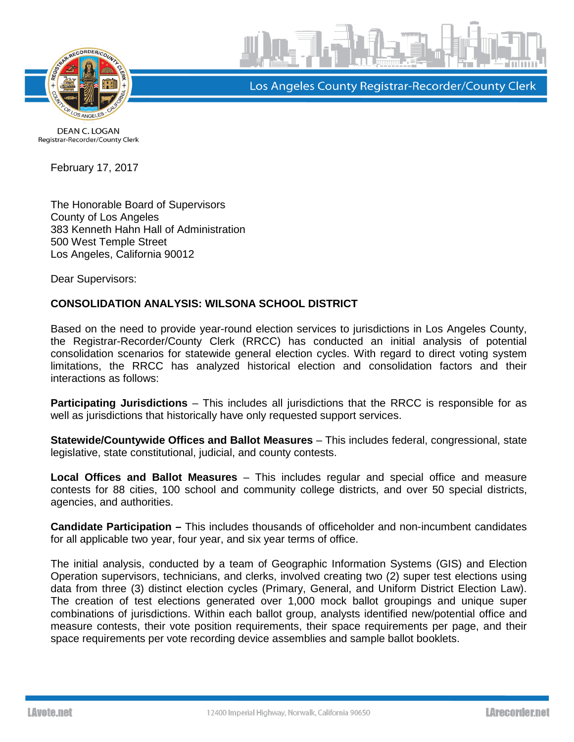Los Angeles County Registrar-Recorder/County Clerk

DEAN C. LOGAN
Registrar-Recorder/County Clerk

February 17, 2017

The Honorable Board of Supervisors
County of Los Angeles
383 Kenneth Hahn Hall of Administration
500 West Temple Street
Los Angeles, California 90012

Dear Supervisors:

**CONSOLIDATION ANALYSIS: WILSONA SCHOOL DISTRICT**

Based on the need to provide year-round election services to jurisdictions in Los Angeles County, the Registrar-Recorder/County Clerk (RRCC) has conducted an initial analysis of potential consolidation scenarios for statewide general election cycles. With regard to direct voting system limitations, the RRCC has analyzed historical election and consolidation factors and their interactions as follows:

**Participating Jurisdictions** – This includes all jurisdictions that the RRCC is responsible for as well as jurisdictions that historically have only requested support services.

**Statewide/Countywide Offices and Ballot Measures** – This includes federal, congressional, state legislative, state constitutional, judicial, and county contests.

**Local Offices and Ballot Measures** – This includes regular and special office and measure contests for 88 cities, 100 school and community college districts, and over 50 special districts, agencies, and authorities.

**Candidate Participation –** This includes thousands of officeholder and non-incumbent candidates for all applicable two year, four year, and six year terms of office.

The initial analysis, conducted by a team of Geographic Information Systems (GIS) and Election Operation supervisors, technicians, and clerks, involved creating two (2) super test elections using data from three (3) distinct election cycles (Primary, General, and Uniform District Election Law). The creation of test elections generated over 1,000 mock ballot groupings and unique super combinations of jurisdictions. Within each ballot group, analysts identified new/potential office and measure contests, their vote position requirements, their space requirements per page, and their space requirements per vote recording device assemblies and sample ballot booklets.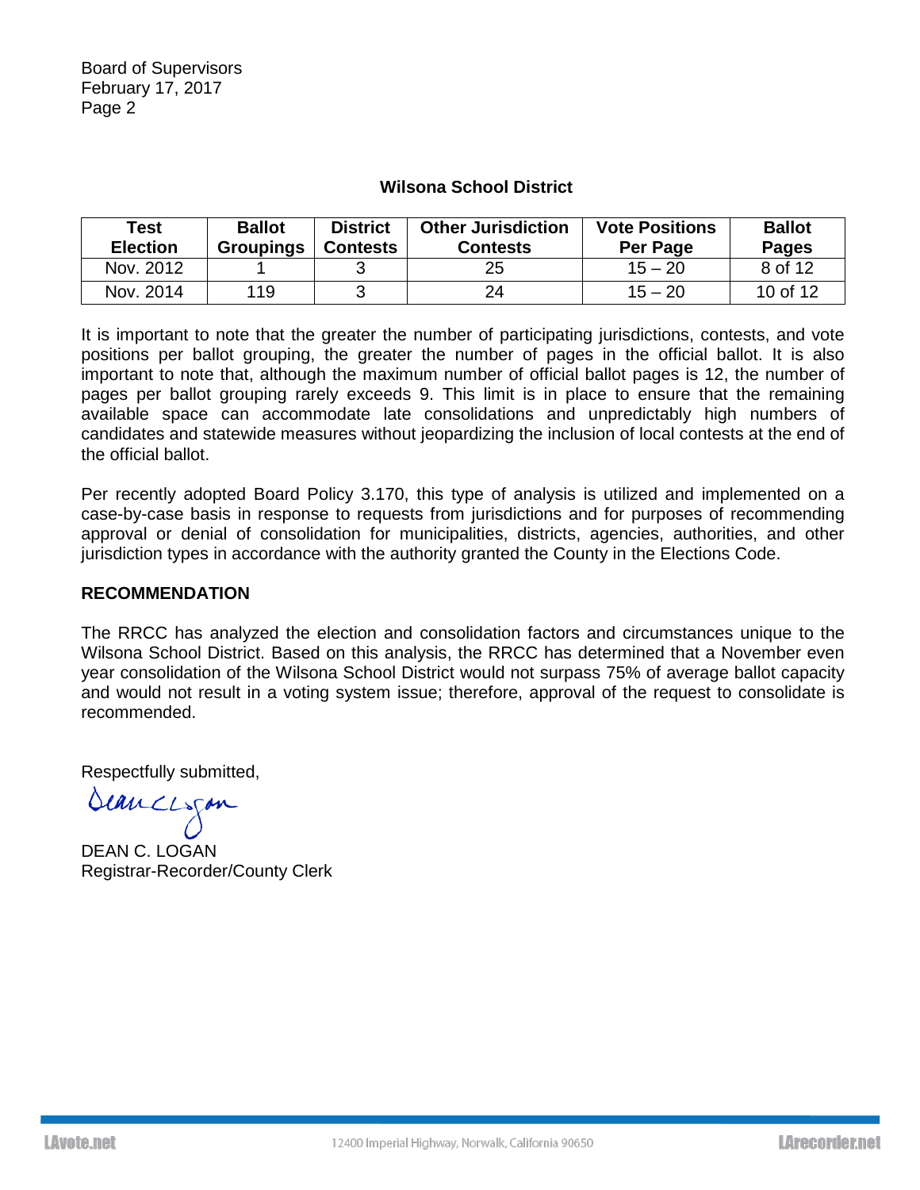Board of Supervisors
February 17, 2017

### Wilsona School District

| Test Election | Ballot Groupings | District Contests | Other Jurisdiction Contests | Vote Positions Per Page | Ballot Pages |
|---|---|---|---|---|---|
| Nov. 2012 | 1 | 3 | 25 | 15 – 20 | 8 of 12 |
| Nov. 2014 | 119 | 3 | 24 | 15 – 20 | 10 of 12 |

It is important to note that the greater the number of participating jurisdictions, contests, and vote positions per ballot grouping, the greater the number of pages in the official ballot. It is also important to note that, although the maximum number of official ballot pages is 12, the number of pages per ballot grouping rarely exceeds 9. This limit is in place to ensure that the remaining available space can accommodate late consolidations and unpredictably high numbers of candidates and statewide measures without jeopardizing the inclusion of local contests at the end of the official ballot.

Per recently adopted Board Policy 3.170, this type of analysis is utilized and implemented on a case-by-case basis in response to requests from jurisdictions and for purposes of recommending approval or denial of consolidation for municipalities, districts, agencies, authorities, and other jurisdiction types in accordance with the authority granted the County in the Elections Code.

## RECOMMENDATION

The RRCC has analyzed the election and consolidation factors and circumstances unique to the Wilsona School District. Based on this analysis, the RRCC has determined that a November even year consolidation of the Wilsona School District would not surpass 75% of average ballot capacity and would not result in a voting system issue; therefore, approval of the request to consolidate is recommended.

Respectfully submitted,

Dean C Logan

DEAN C. LOGAN
Registrar-Recorder/County Clerk